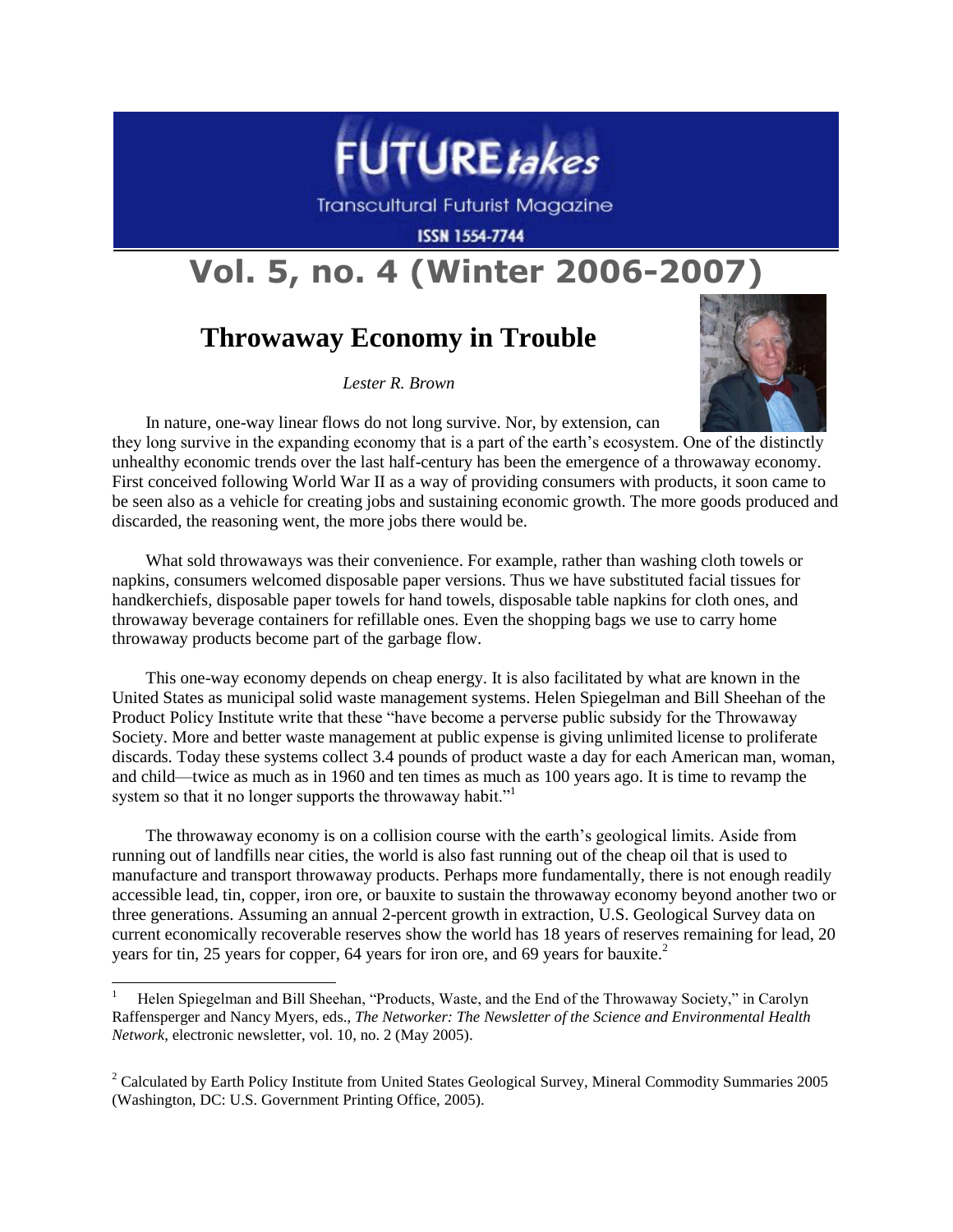# FUTURE*takes*

Transcultural Futurist Magazine

ISSN 1554-7744

# Vol. 5, no. 4 (Winter 2006-2007)

## Throwaway Economy in Trouble

*Lester R. Brown*

In nature, one-way linear flows do not long survive. Nor, by extension, can they long survive in the expanding economy that is a part of the earth's ecosystem. One of the distinctly unhealthy economic trends over the last half-century has been the emergence of a throwaway economy. First conceived following World War II as a way of providing consumers with products, it soon came to be seen also as a vehicle for creating jobs and sustaining economic growth. The more goods produced and discarded, the reasoning went, the more jobs there would be.

What sold throwaways was their convenience. For example, rather than washing cloth towels or napkins, consumers welcomed disposable paper versions. Thus we have substituted facial tissues for handkerchiefs, disposable paper towels for hand towels, disposable table napkins for cloth ones, and throwaway beverage containers for refillable ones. Even the shopping bags we use to carry home throwaway products become part of the garbage flow.

This one-way economy depends on cheap energy. It is also facilitated by what are known in the United States as municipal solid waste management systems. Helen Spiegelman and Bill Sheehan of the Product Policy Institute write that these "have become a perverse public subsidy for the Throwaway Society. More and better waste management at public expense is giving unlimited license to proliferate discards. Today these systems collect 3.4 pounds of product waste a day for each American man, woman, and child—twice as much as in 1960 and ten times as much as 100 years ago. It is time to revamp the system so that it no longer supports the throwaway habit."[1]

The throwaway economy is on a collision course with the earth's geological limits. Aside from running out of landfills near cities, the world is also fast running out of the cheap oil that is used to manufacture and transport throwaway products. Perhaps more fundamentally, there is not enough readily accessible lead, tin, copper, iron ore, or bauxite to sustain the throwaway economy beyond another two or three generations. Assuming an annual 2-percent growth in extraction, U.S. Geological Survey data on current economically recoverable reserves show the world has 18 years of reserves remaining for lead, 20 years for tin, 25 years for copper, 64 years for iron ore, and 69 years for bauxite.[2]

---

[1] Helen Spiegelman and Bill Sheehan, "Products, Waste, and the End of the Throwaway Society," in Carolyn Raffensperger and Nancy Myers, eds., *The Networker: The Newsletter of the Science and Environmental Health Network*, electronic newsletter, vol. 10, no. 2 (May 2005).

[2] Calculated by Earth Policy Institute from United States Geological Survey, Mineral Commodity Summaries 2005 (Washington, DC: U.S. Government Printing Office, 2005).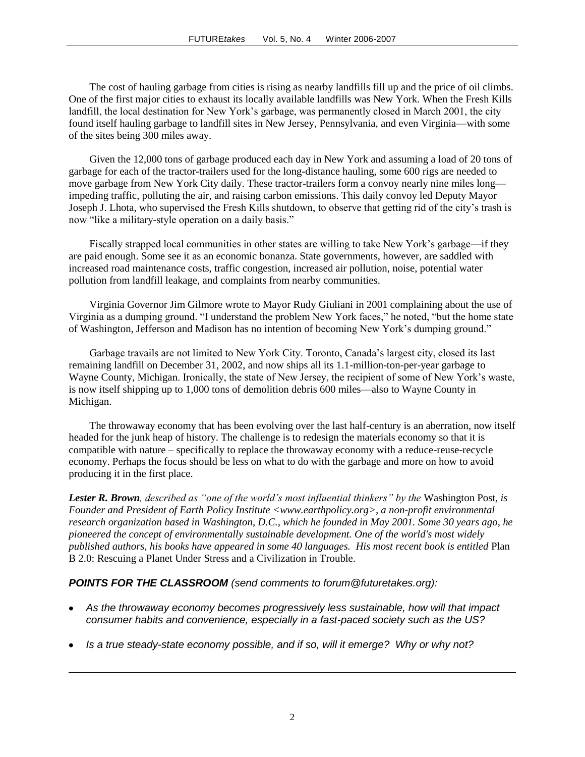The cost of hauling garbage from cities is rising as nearby landfills fill up and the price of oil climbs. One of the first major cities to exhaust its locally available landfills was New York. When the Fresh Kills landfill, the local destination for New York's garbage, was permanently closed in March 2001, the city found itself hauling garbage to landfill sites in New Jersey, Pennsylvania, and even Virginia—with some of the sites being 300 miles away.

Given the 12,000 tons of garbage produced each day in New York and assuming a load of 20 tons of garbage for each of the tractor-trailers used for the long-distance hauling, some 600 rigs are needed to move garbage from New York City daily. These tractor-trailers form a convoy nearly nine miles long—impeding traffic, polluting the air, and raising carbon emissions. This daily convoy led Deputy Mayor Joseph J. Lhota, who supervised the Fresh Kills shutdown, to observe that getting rid of the city's trash is now "like a military-style operation on a daily basis."

Fiscally strapped local communities in other states are willing to take New York's garbage—if they are paid enough. Some see it as an economic bonanza. State governments, however, are saddled with increased road maintenance costs, traffic congestion, increased air pollution, noise, potential water pollution from landfill leakage, and complaints from nearby communities.

Virginia Governor Jim Gilmore wrote to Mayor Rudy Giuliani in 2001 complaining about the use of Virginia as a dumping ground. "I understand the problem New York faces," he noted, "but the home state of Washington, Jefferson and Madison has no intention of becoming New York's dumping ground."

Garbage travails are not limited to New York City. Toronto, Canada's largest city, closed its last remaining landfill on December 31, 2002, and now ships all its 1.1-million-ton-per-year garbage to Wayne County, Michigan. Ironically, the state of New Jersey, the recipient of some of New York's waste, is now itself shipping up to 1,000 tons of demolition debris 600 miles—also to Wayne County in Michigan.

The throwaway economy that has been evolving over the last half-century is an aberration, now itself headed for the junk heap of history. The challenge is to redesign the materials economy so that it is compatible with nature – specifically to replace the throwaway economy with a reduce-reuse-recycle economy. Perhaps the focus should be less on what to do with the garbage and more on how to avoid producing it in the first place.

***Lester R. Brown****, described as "one of the world's most influential thinkers" by the* Washington Post, *is Founder and President of Earth Policy Institute <www.earthpolicy.org>, a non-profit environmental research organization based in Washington, D.C., which he founded in May 2001. Some 30 years ago, he pioneered the concept of environmentally sustainable development. One of the world's most widely published authors, his books have appeared in some 40 languages. His most recent book is entitled* Plan B 2.0: Rescuing a Planet Under Stress and a Civilization in Trouble.

***POINTS FOR THE CLASSROOM*** *(send comments to forum@futuretakes.org):*

- *As the throwaway economy becomes progressively less sustainable, how will that impact consumer habits and convenience, especially in a fast-paced society such as the US?*
- *Is a true steady-state economy possible, and if so, will it emerge? Why or why not?*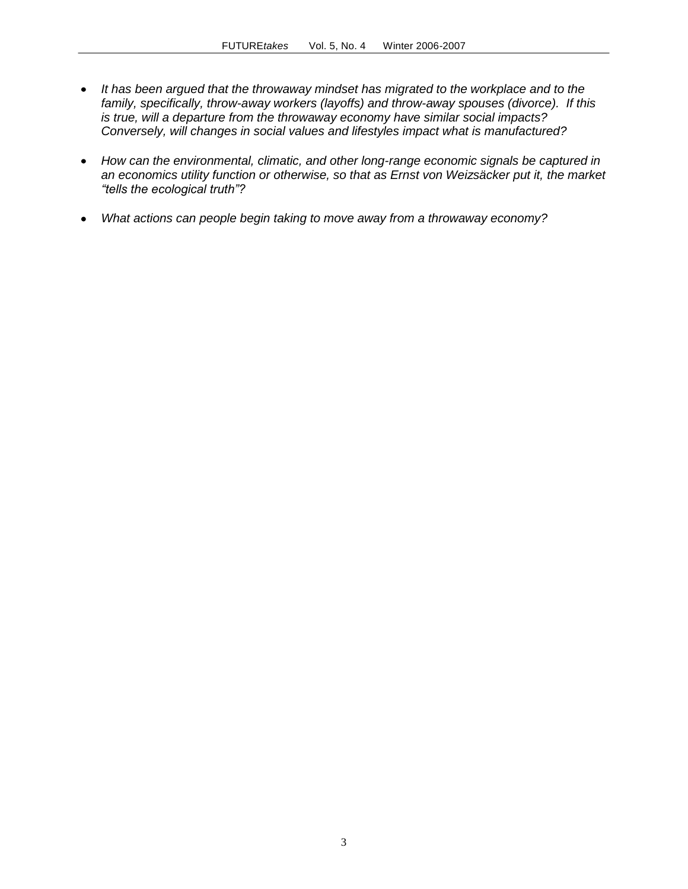- *It has been argued that the throwaway mindset has migrated to the workplace and to the family, specifically, throw-away workers (layoffs) and throw-away spouses (divorce). If this is true, will a departure from the throwaway economy have similar social impacts? Conversely, will changes in social values and lifestyles impact what is manufactured?*

- *How can the environmental, climatic, and other long-range economic signals be captured in an economics utility function or otherwise, so that as Ernst von Weizsäcker put it, the market "tells the ecological truth"?*

- *What actions can people begin taking to move away from a throwaway economy?*